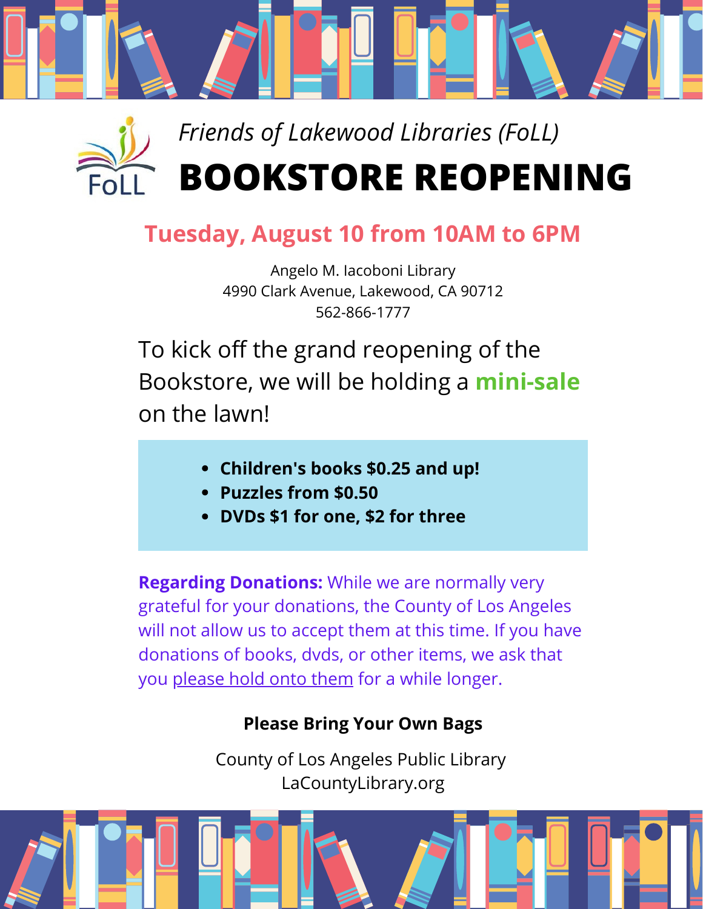FoLL

*Friends of Lakewood Libraries (FoLL)*

# BOOKSTORE REOPENING

## Tuesday, August 10 from 10AM to 6PM

Angelo M. Iacoboni Library
4990 Clark Avenue, Lakewood, CA 90712
562-866-1777

To kick off the grand reopening of the Bookstore, we will be holding a **mini-sale** on the lawn!

- **Children's books $0.25 and up!**
- **Puzzles from $0.50**
- **DVDs $1 for one, $2 for three**

**Regarding Donations:** While we are normally very grateful for your donations, the County of Los Angeles will not allow us to accept them at this time. If you have donations of books, dvds, or other items, we ask that you please hold onto them for a while longer.

**Please Bring Your Own Bags**

County of Los Angeles Public Library
LaCountyLibrary.org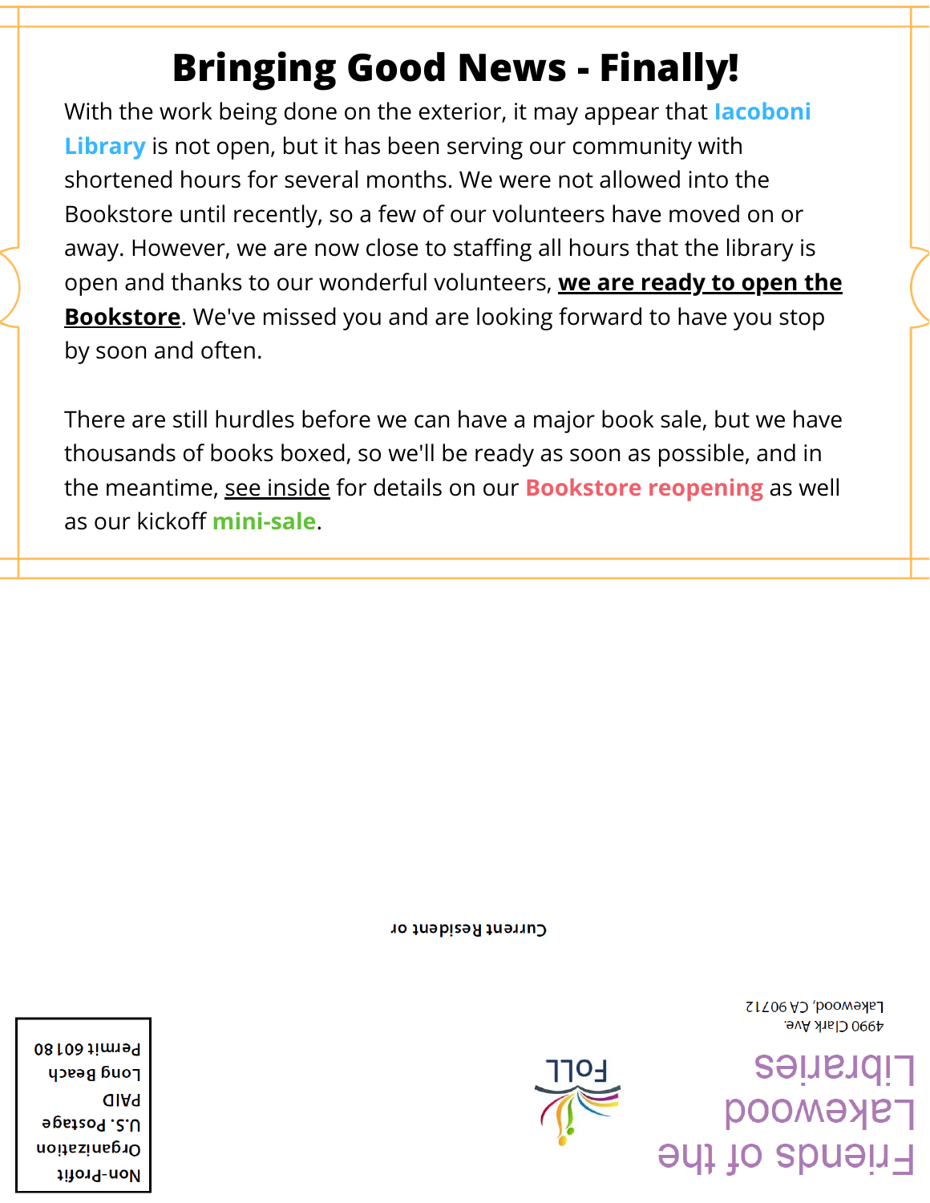# Bringing Good News - Finally!

With the work being done on the exterior, it may appear that **Iacoboni Library** is not open, but it has been serving our community with shortened hours for several months. We were not allowed into the Bookstore until recently, so a few of our volunteers have moved on or away. However, we are now close to staffing all hours that the library is open and thanks to our wonderful volunteers, **we are ready to open the Bookstore**. We've missed you and are looking forward to have you stop by soon and often.

There are still hurdles before we can have a major book sale, but we have thousands of books boxed, so we'll be ready as soon as possible, and in the meantime, see inside for details on our **Bookstore reopening** as well as our kickoff **mini-sale**.

Current Resident or

Friends of the
Lakewood
Libraries

FoLL

4990 Clark Ave.
Lakewood, CA 90712

Non-Profit
Organization
U.S. Postage
PAID
Long Beach
Permit 60180